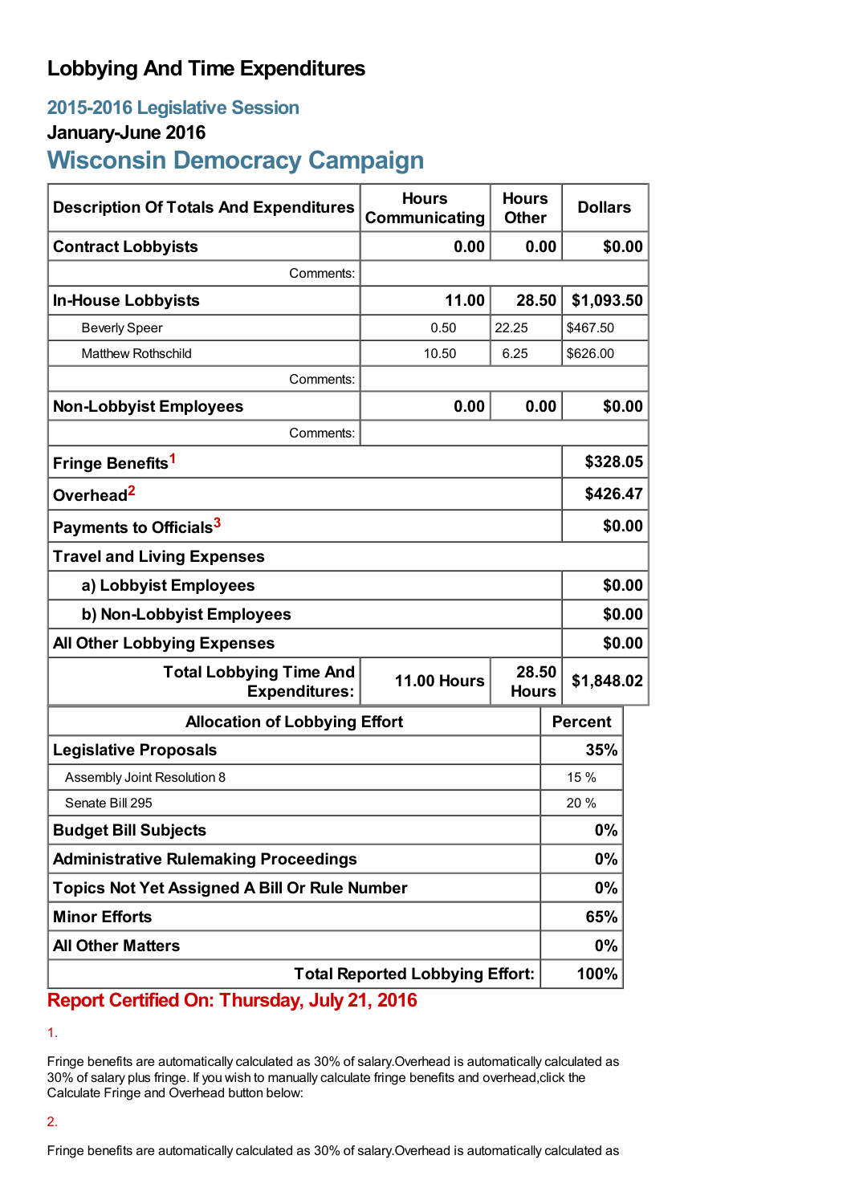# Lobbying And Time Expenditures

## 2015-2016 Legislative Session

### January-June 2016

## Wisconsin Democracy Campaign

| Description Of Totals And Expenditures | Hours Communicating | Hours Other | Dollars |
|---|---|---|---|
| **Contract Lobbyists** | **0.00** | **0.00** | **$0.00** |
| Comments: | | | |
| **In-House Lobbyists** | **11.00** | **28.50** | **$1,093.50** |
| Beverly Speer | 0.50 | 22.25 | $467.50 |
| Matthew Rothschild | 10.50 | 6.25 | $626.00 |
| Comments: | | | |
| **Non-Lobbyist Employees** | **0.00** | **0.00** | **$0.00** |
| Comments: | | | |
| **Fringe Benefits**[1] | | | **$328.05** |
| **Overhead**[2] | | | **$426.47** |
| **Payments to Officials**[3] | | | **$0.00** |
| **Travel and Living Expenses** | | | |
| **a) Lobbyist Employees** | | | **$0.00** |
| **b) Non-Lobbyist Employees** | | | **$0.00** |
| **All Other Lobbying Expenses** | | | **$0.00** |
| **Total Lobbying Time And Expenditures:** | **11.00 Hours** | **28.50 Hours** | **$1,848.02** |

| Allocation of Lobbying Effort | Percent |
|---|---|
| **Legislative Proposals** | **35%** |
| Assembly Joint Resolution 8 | 15 % |
| Senate Bill 295 | 20 % |
| **Budget Bill Subjects** | **0%** |
| **Administrative Rulemaking Proceedings** | **0%** |
| **Topics Not Yet Assigned A Bill Or Rule Number** | **0%** |
| **Minor Efforts** | **65%** |
| **All Other Matters** | **0%** |
| **Total Reported Lobbying Effort:** | **100%** |

**Report Certified On: Thursday, July 21, 2016**

1.

Fringe benefits are automatically calculated as 30% of salary.Overhead is automatically calculated as 30% of salary plus fringe. If you wish to manually calculate fringe benefits and overhead,click the Calculate Fringe and Overhead button below:

2.

Fringe benefits are automatically calculated as 30% of salary.Overhead is automatically calculated as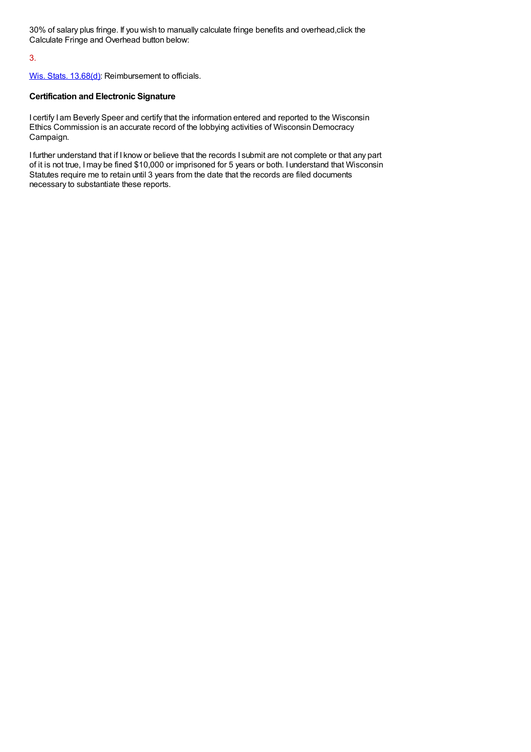30% of salary plus fringe. If you wish to manually calculate fringe benefits and overhead,click the Calculate Fringe and Overhead button below:

3.

Wis. Stats. 13.68(d): Reimbursement to officials.

### Certification and Electronic Signature

I certify I am Beverly Speer and certify that the information entered and reported to the Wisconsin Ethics Commission is an accurate record of the lobbying activities of Wisconsin Democracy Campaign.

I further understand that if I know or believe that the records I submit are not complete or that any part of it is not true, I may be fined $10,000 or imprisoned for 5 years or both. I understand that Wisconsin Statutes require me to retain until 3 years from the date that the records are filed documents necessary to substantiate these reports.